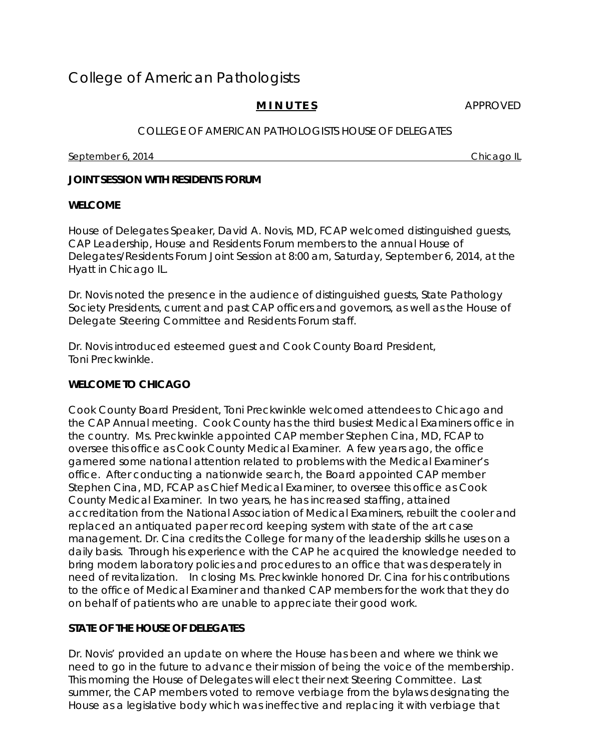# College of American Pathologists

**M I N U T E S** APPROVED

COLLEGE OF AMERICAN PATHOLOGISTS HOUSE OF DELEGATES

September 6, 2014 Chicago IL

**JOINT SESSION WITH RESIDENTS FORUM**

**WELCOME**

House of Delegates Speaker, David A. Novis, MD, FCAP welcomed distinguished guests, CAP Leadership, House and Residents Forum members to the annual House of Delegates/Residents Forum Joint Session at 8:00 am, Saturday, September 6, 2014, at the Hyatt in Chicago IL.

Dr. Novis noted the presence in the audience of distinguished guests, State Pathology Society Presidents, current and past CAP officers and governors, as well as the House of Delegate Steering Committee and Residents Forum staff.

Dr. Novis introduced esteemed guest and Cook County Board President, Toni Preckwinkle.

**WELCOME TO CHICAGO**

Cook County Board President, Toni Preckwinkle welcomed attendees to Chicago and the CAP Annual meeting. Cook County has the third busiest Medical Examiners office in the country. Ms. Preckwinkle appointed CAP member Stephen Cina, MD, FCAP to oversee this office as Cook County Medical Examiner. A few years ago, the office garnered some national attention related to problems with the Medical Examiner's office. After conducting a nationwide search, the Board appointed CAP member Stephen Cina, MD, FCAP as Chief Medical Examiner, to oversee this office as Cook County Medical Examiner. In two years, he has increased staffing, attained accreditation from the National Association of Medical Examiners, rebuilt the cooler and replaced an antiquated paper record keeping system with state of the art case management. Dr. Cina credits the College for many of the leadership skills he uses on a daily basis. Through his experience with the CAP he acquired the knowledge needed to bring modern laboratory policies and procedures to an office that was desperately in need of revitalization. In closing Ms. Preckwinkle honored Dr. Cina for his contributions to the office of Medical Examiner and thanked CAP members for the work that they do on behalf of patients who are unable to appreciate their good work.

**STATE OF THE HOUSE OF DELEGATES**

Dr. Novis' provided an update on where the House has been and where we think we need to go in the future to advance their mission of being the voice of the membership. This morning the House of Delegates will elect their next Steering Committee. Last summer, the CAP members voted to remove verbiage from the bylaws designating the House as a legislative body which was ineffective and replacing it with verbiage that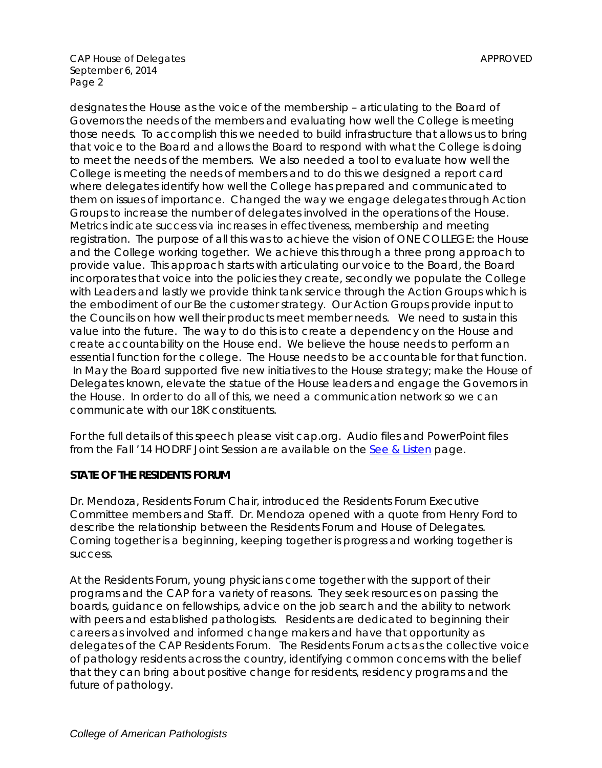designates the House as the voice of the membership – articulating to the Board of Governors the needs of the members and evaluating how well the College is meeting those needs. To accomplish this we needed to build infrastructure that allows us to bring that voice to the Board and allows the Board to respond with what the College is doing to meet the needs of the members. We also needed a tool to evaluate how well the College is meeting the needs of members and to do this we designed a report card where delegates identify how well the College has prepared and communicated to them on issues of importance. Changed the way we engage delegates through Action Groups to increase the number of delegates involved in the operations of the House. Metrics indicate success via increases in effectiveness, membership and meeting registration. The purpose of all this was to achieve the vision of ONE COLLEGE: the House and the College working together. We achieve this through a three prong approach to provide value. This approach starts with articulating our voice to the Board, the Board incorporates that voice into the policies they create, secondly we populate the College with Leaders and lastly we provide think tank service through the Action Groups which is the embodiment of our Be the customer strategy. Our Action Groups provide input to the Councils on how well their products meet member needs. We need to sustain this value into the future. The way to do this is to create a dependency on the House and create accountability on the House end. We believe the house needs to perform an essential function for the college. The House needs to be accountable for that function. In May the Board supported five new initiatives to the House strategy; make the House of Delegates known, elevate the statue of the House leaders and engage the Governors in the House. In order to do all of this, we need a communication network so we can communicate with our 18K constituents.

For the full details of this speech please visit cap.org. Audio files and PowerPoint files from the Fall '14 HODRF Joint Session are available on the See & Listen page.

**STATE OF THE RESIDENTS FORUM**

Dr. Mendoza, Residents Forum Chair, introduced the Residents Forum Executive Committee members and Staff. Dr. Mendoza opened with a quote from Henry Ford to describe the relationship between the Residents Forum and House of Delegates. Coming together is a beginning, keeping together is progress and working together is success.

At the Residents Forum, young physicians come together with the support of their programs and the CAP for a variety of reasons. They seek resources on passing the boards, guidance on fellowships, advice on the job search and the ability to network with peers and established pathologists. Residents are dedicated to beginning their careers as involved and informed change makers and have that opportunity as delegates of the CAP Residents Forum. The Residents Forum acts as the collective voice of pathology residents across the country, identifying common concerns with the belief that they can bring about positive change for residents, residency programs and the future of pathology.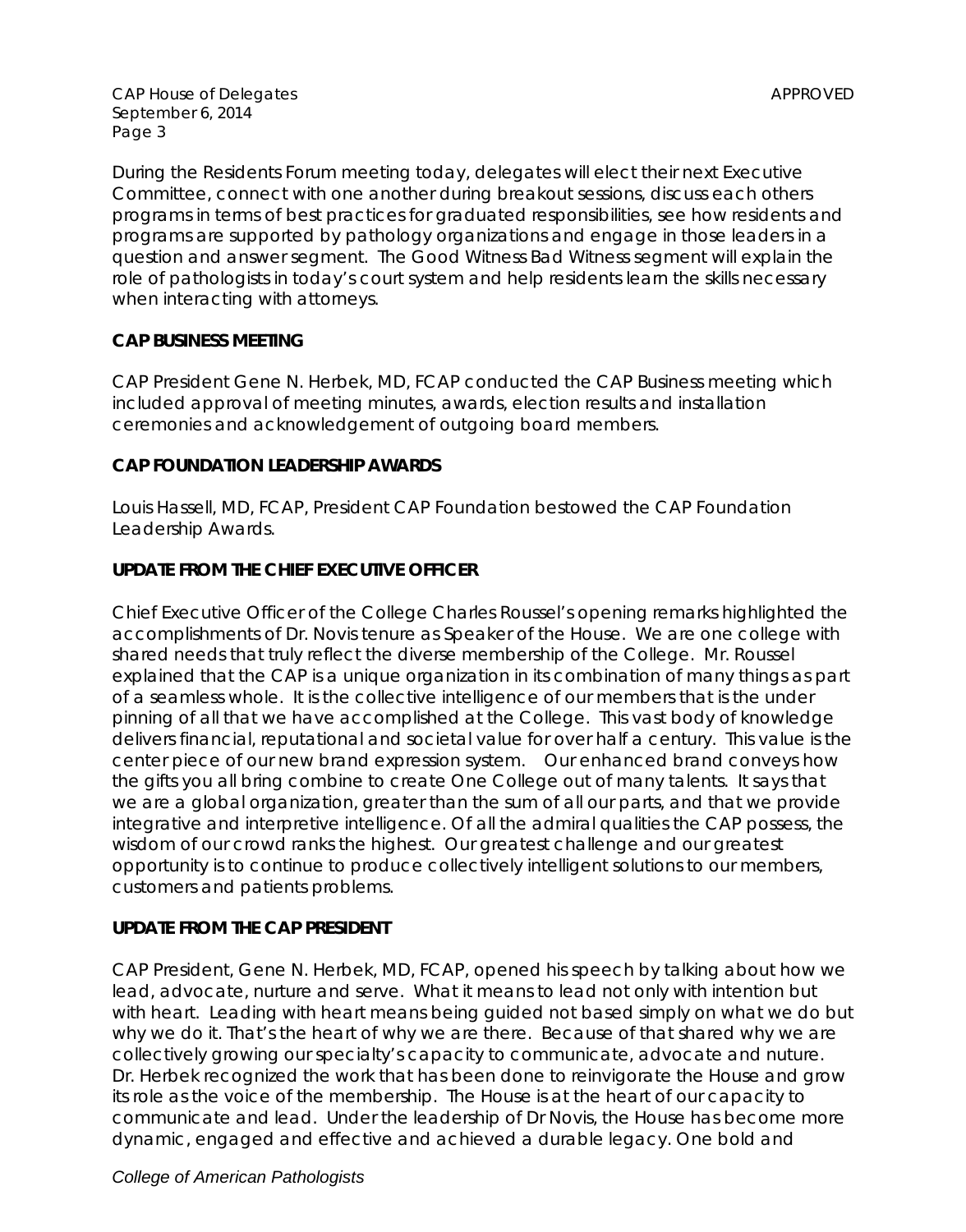During the Residents Forum meeting today, delegates will elect their next Executive Committee, connect with one another during breakout sessions, discuss each others programs in terms of best practices for graduated responsibilities, see how residents and programs are supported by pathology organizations and engage in those leaders in a question and answer segment. The Good Witness Bad Witness segment will explain the role of pathologists in today's court system and help residents learn the skills necessary when interacting with attorneys.

**CAP BUSINESS MEETING**

CAP President Gene N. Herbek, MD, FCAP conducted the CAP Business meeting which included approval of meeting minutes, awards, election results and installation ceremonies and acknowledgement of outgoing board members.

**CAP FOUNDATION LEADERSHIP AWARDS**

Louis Hassell, MD, FCAP, President CAP Foundation bestowed the CAP Foundation Leadership Awards.

**UPDATE FROM THE CHIEF EXECUTIVE OFFICER**

Chief Executive Officer of the College Charles Roussel's opening remarks highlighted the accomplishments of Dr. Novis tenure as Speaker of the House. We are one college with shared needs that truly reflect the diverse membership of the College. Mr. Roussel explained that the CAP is a unique organization in its combination of many things as part of a seamless whole. It is the collective intelligence of our members that is the under pinning of all that we have accomplished at the College. This vast body of knowledge delivers financial, reputational and societal value for over half a century. This value is the center piece of our new brand expression system. Our enhanced brand conveys how the gifts you all bring combine to create One College out of many talents. It says that we are a global organization, greater than the sum of all our parts, and that we provide integrative and interpretive intelligence. Of all the admiral qualities the CAP possess, the wisdom of our crowd ranks the highest. Our greatest challenge and our greatest opportunity is to continue to produce collectively intelligent solutions to our members, customers and patients problems.

**UPDATE FROM THE CAP PRESIDENT**

CAP President, Gene N. Herbek, MD, FCAP, opened his speech by talking about how we lead, advocate, nurture and serve. What it means to lead not only with intention but with heart. Leading with heart means being guided not based simply on what we do but why we do it. That's the heart of why we are there. Because of that shared why we are collectively growing our specialty's capacity to communicate, advocate and nuture. Dr. Herbek recognized the work that has been done to reinvigorate the House and grow its role as the voice of the membership. The House is at the heart of our capacity to communicate and lead. Under the leadership of Dr Novis, the House has become more dynamic, engaged and effective and achieved a durable legacy. One bold and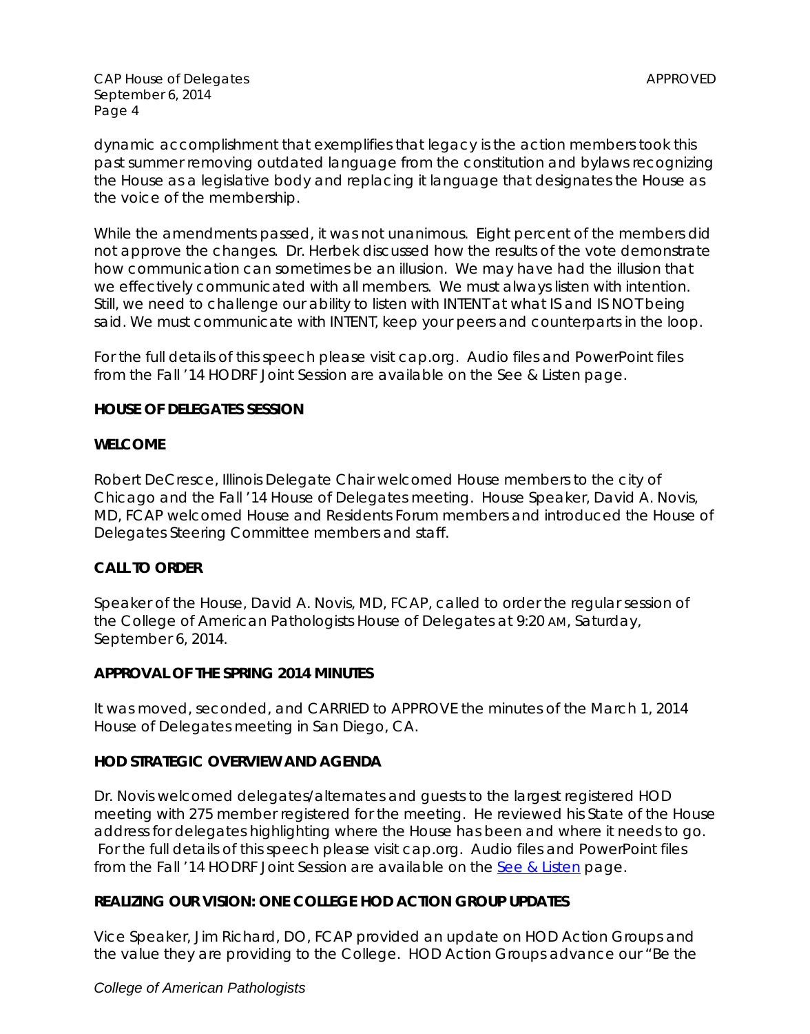dynamic accomplishment that exemplifies that legacy is the action members took this past summer removing outdated language from the constitution and bylaws recognizing the House as a legislative body and replacing it language that designates the House as the voice of the membership.

While the amendments passed, it was not unanimous. Eight percent of the members did not approve the changes. Dr. Herbek discussed how the results of the vote demonstrate how communication can sometimes be an illusion. We may have had the illusion that we effectively communicated with all members. We must always listen with intention. Still, we need to challenge our ability to listen with INTENT at what IS and IS NOT being said. We must communicate with INTENT, keep your peers and counterparts in the loop.

For the full details of this speech please visit cap.org. Audio files and PowerPoint files from the Fall '14 HODRF Joint Session are available on the See & Listen page.

**HOUSE OF DELEGATES SESSION**

**WELCOME**

Robert DeCresce, Illinois Delegate Chair welcomed House members to the city of Chicago and the Fall '14 House of Delegates meeting. House Speaker, David A. Novis, MD, FCAP welcomed House and Residents Forum members and introduced the House of Delegates Steering Committee members and staff.

**CALL TO ORDER**

Speaker of the House, David A. Novis, MD, FCAP, called to order the regular session of the College of American Pathologists House of Delegates at 9:20 AM, Saturday, September 6, 2014.

**APPROVAL OF THE SPRING 2014 MINUTES**

It was moved, seconded, and CARRIED to APPROVE the minutes of the March 1, 2014 House of Delegates meeting in San Diego, CA.

**HOD STRATEGIC OVERVIEW AND AGENDA**

Dr. Novis welcomed delegates/alternates and guests to the largest registered HOD meeting with 275 member registered for the meeting. He reviewed his State of the House address for delegates highlighting where the House has been and where it needs to go. For the full details of this speech please visit cap.org. Audio files and PowerPoint files from the Fall '14 HODRF Joint Session are available on the See & Listen page.

**REALIZING OUR VISION: ONE COLLEGE HOD ACTION GROUP UPDATES**

Vice Speaker, Jim Richard, DO, FCAP provided an update on HOD Action Groups and the value they are providing to the College. HOD Action Groups advance our "Be the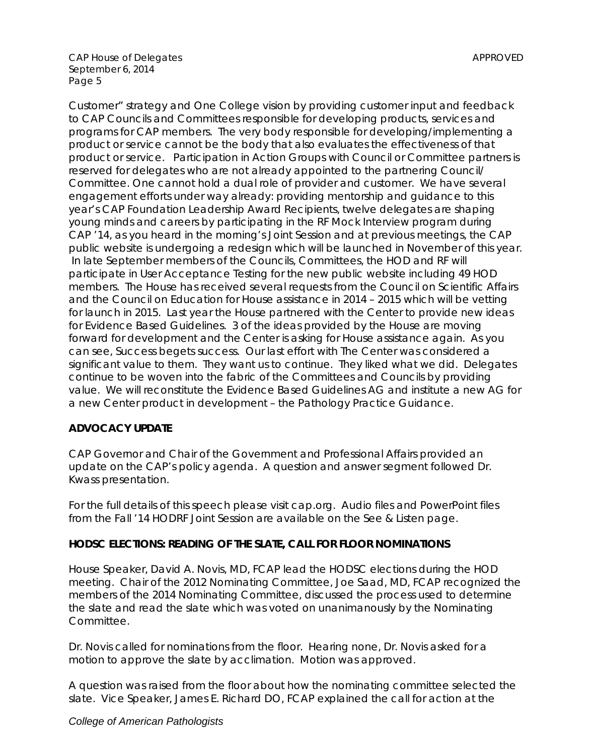Customer" strategy and One College vision by providing customer input and feedback to CAP Councils and Committees responsible for developing products, services and programs for CAP members. The very body responsible for developing/implementing a product or service cannot be the body that also evaluates the effectiveness of that product or service. Participation in Action Groups with Council or Committee partners is reserved for delegates who are not already appointed to the partnering Council/ Committee. One cannot hold a dual role of provider and customer. We have several engagement efforts under way already: providing mentorship and guidance to this year's CAP Foundation Leadership Award Recipients, twelve delegates are shaping young minds and careers by participating in the RF Mock Interview program during CAP '14, as you heard in the morning's Joint Session and at previous meetings, the CAP public website is undergoing a redesign which will be launched in November of this year. In late September members of the Councils, Committees, the HOD and RF will participate in User Acceptance Testing for the new public website including 49 HOD members. The House has received several requests from the Council on Scientific Affairs and the Council on Education for House assistance in 2014 – 2015 which will be vetting for launch in 2015. Last year the House partnered with the Center to provide new ideas for Evidence Based Guidelines. 3 of the ideas provided by the House are moving forward for development and the Center is asking for House assistance again. As you can see, Success begets success. Our last effort with The Center was considered a significant value to them. They want us to continue. They liked what we did. Delegates continue to be woven into the fabric of the Committees and Councils by providing value. We will reconstitute the Evidence Based Guidelines AG and institute a new AG for a new Center product in development – the Pathology Practice Guidance.

**ADVOCACY UPDATE**

CAP Governor and Chair of the Government and Professional Affairs provided an update on the CAP's policy agenda. A question and answer segment followed Dr. Kwass presentation.

For the full details of this speech please visit cap.org. Audio files and PowerPoint files from the Fall '14 HODRF Joint Session are available on the See & Listen page.

**HODSC ELECTIONS: READING OF THE SLATE, CALL FOR FLOOR NOMINATIONS**

House Speaker, David A. Novis, MD, FCAP lead the HODSC elections during the HOD meeting. Chair of the 2012 Nominating Committee, Joe Saad, MD, FCAP recognized the members of the 2014 Nominating Committee, discussed the process used to determine the slate and read the slate which was voted on unanimanously by the Nominating Committee.

Dr. Novis called for nominations from the floor. Hearing none, Dr. Novis asked for a motion to approve the slate by acclimation. Motion was approved.

A question was raised from the floor about how the nominating committee selected the slate. Vice Speaker, James E. Richard DO, FCAP explained the call for action at the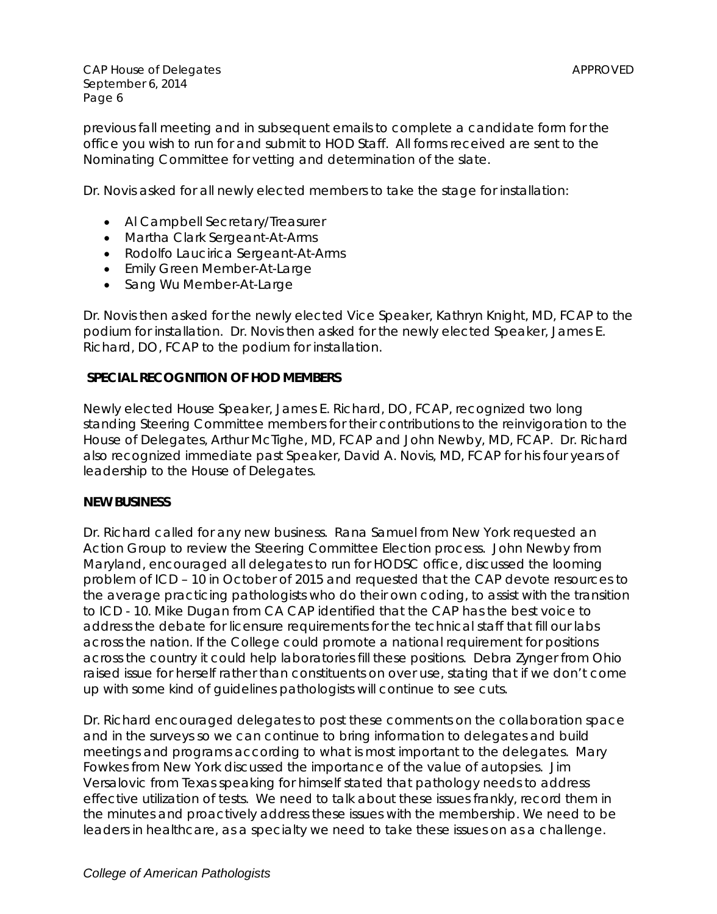previous fall meeting and in subsequent emails to complete a candidate form for the office you wish to run for and submit to HOD Staff. All forms received are sent to the Nominating Committee for vetting and determination of the slate.

Dr. Novis asked for all newly elected members to take the stage for installation:

- Al Campbell Secretary/Treasurer
- Martha Clark Sergeant-At-Arms
- Rodolfo Laucirica Sergeant-At-Arms
- Emily Green Member-At-Large
- Sang Wu Member-At-Large

Dr. Novis then asked for the newly elected Vice Speaker, Kathryn Knight, MD, FCAP to the podium for installation. Dr. Novis then asked for the newly elected Speaker, James E. Richard, DO, FCAP to the podium for installation.

**SPECIAL RECOGNITION OF HOD MEMBERS**

Newly elected House Speaker, James E. Richard, DO, FCAP, recognized two long standing Steering Committee members for their contributions to the reinvigoration to the House of Delegates, Arthur McTighe, MD, FCAP and John Newby, MD, FCAP. Dr. Richard also recognized immediate past Speaker, David A. Novis, MD, FCAP for his four years of leadership to the House of Delegates.

**NEW BUSINESS**

Dr. Richard called for any new business. Rana Samuel from New York requested an Action Group to review the Steering Committee Election process. John Newby from Maryland, encouraged all delegates to run for HODSC office, discussed the looming problem of ICD – 10 in October of 2015 and requested that the CAP devote resources to the average practicing pathologists who do their own coding, to assist with the transition to ICD - 10. Mike Dugan from CA CAP identified that the CAP has the best voice to address the debate for licensure requirements for the technical staff that fill our labs across the nation. If the College could promote a national requirement for positions across the country it could help laboratories fill these positions. Debra Zynger from Ohio raised issue for herself rather than constituents on over use, stating that if we don't come up with some kind of guidelines pathologists will continue to see cuts.

Dr. Richard encouraged delegates to post these comments on the collaboration space and in the surveys so we can continue to bring information to delegates and build meetings and programs according to what is most important to the delegates. Mary Fowkes from New York discussed the importance of the value of autopsies. Jim Versalovic from Texas speaking for himself stated that pathology needs to address effective utilization of tests. We need to talk about these issues frankly, record them in the minutes and proactively address these issues with the membership. We need to be leaders in healthcare, as a specialty we need to take these issues on as a challenge.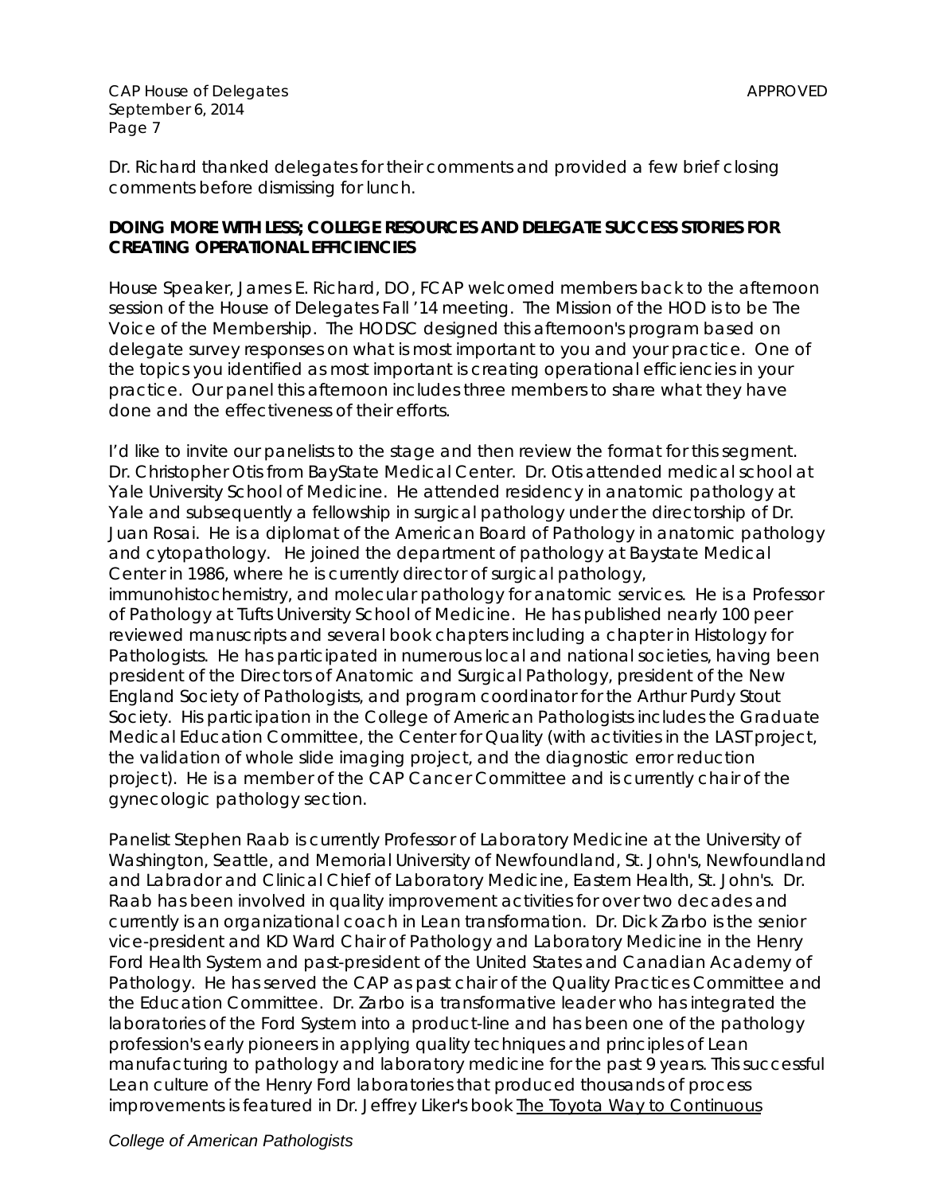Dr. Richard thanked delegates for their comments and provided a few brief closing comments before dismissing for lunch.

**DOING MORE WITH LESS; COLLEGE RESOURCES AND DELEGATE SUCCESS STORIES FOR CREATING OPERATIONAL EFFICIENCIES**

House Speaker, James E. Richard, DO, FCAP welcomed members back to the afternoon session of the House of Delegates Fall '14 meeting. The Mission of the HOD is to be The Voice of the Membership. The HODSC designed this afternoon's program based on delegate survey responses on what is most important to you and your practice. One of the topics you identified as most important is creating operational efficiencies in your practice. Our panel this afternoon includes three members to share what they have done and the effectiveness of their efforts.

I'd like to invite our panelists to the stage and then review the format for this segment. Dr. Christopher Otis from BayState Medical Center. Dr. Otis attended medical school at Yale University School of Medicine. He attended residency in anatomic pathology at Yale and subsequently a fellowship in surgical pathology under the directorship of Dr. Juan Rosai. He is a diplomat of the American Board of Pathology in anatomic pathology and cytopathology. He joined the department of pathology at Baystate Medical Center in 1986, where he is currently director of surgical pathology, immunohistochemistry, and molecular pathology for anatomic services. He is a Professor of Pathology at Tufts University School of Medicine. He has published nearly 100 peer reviewed manuscripts and several book chapters including a chapter in Histology for Pathologists. He has participated in numerous local and national societies, having been president of the Directors of Anatomic and Surgical Pathology, president of the New England Society of Pathologists, and program coordinator for the Arthur Purdy Stout Society. His participation in the College of American Pathologists includes the Graduate Medical Education Committee, the Center for Quality (with activities in the LAST project, the validation of whole slide imaging project, and the diagnostic error reduction project). He is a member of the CAP Cancer Committee and is currently chair of the gynecologic pathology section.

Panelist Stephen Raab is currently Professor of Laboratory Medicine at the University of Washington, Seattle, and Memorial University of Newfoundland, St. John's, Newfoundland and Labrador and Clinical Chief of Laboratory Medicine, Eastern Health, St. John's. Dr. Raab has been involved in quality improvement activities for over two decades and currently is an organizational coach in Lean transformation. Dr. Dick Zarbo is the senior vice-president and KD Ward Chair of Pathology and Laboratory Medicine in the Henry Ford Health System and past-president of the United States and Canadian Academy of Pathology. He has served the CAP as past chair of the Quality Practices Committee and the Education Committee. Dr. Zarbo is a transformative leader who has integrated the laboratories of the Ford System into a product-line and has been one of the pathology profession's early pioneers in applying quality techniques and principles of Lean manufacturing to pathology and laboratory medicine for the past 9 years. This successful Lean culture of the Henry Ford laboratories that produced thousands of process improvements is featured in Dr. Jeffrey Liker's book The Toyota Way to Continuous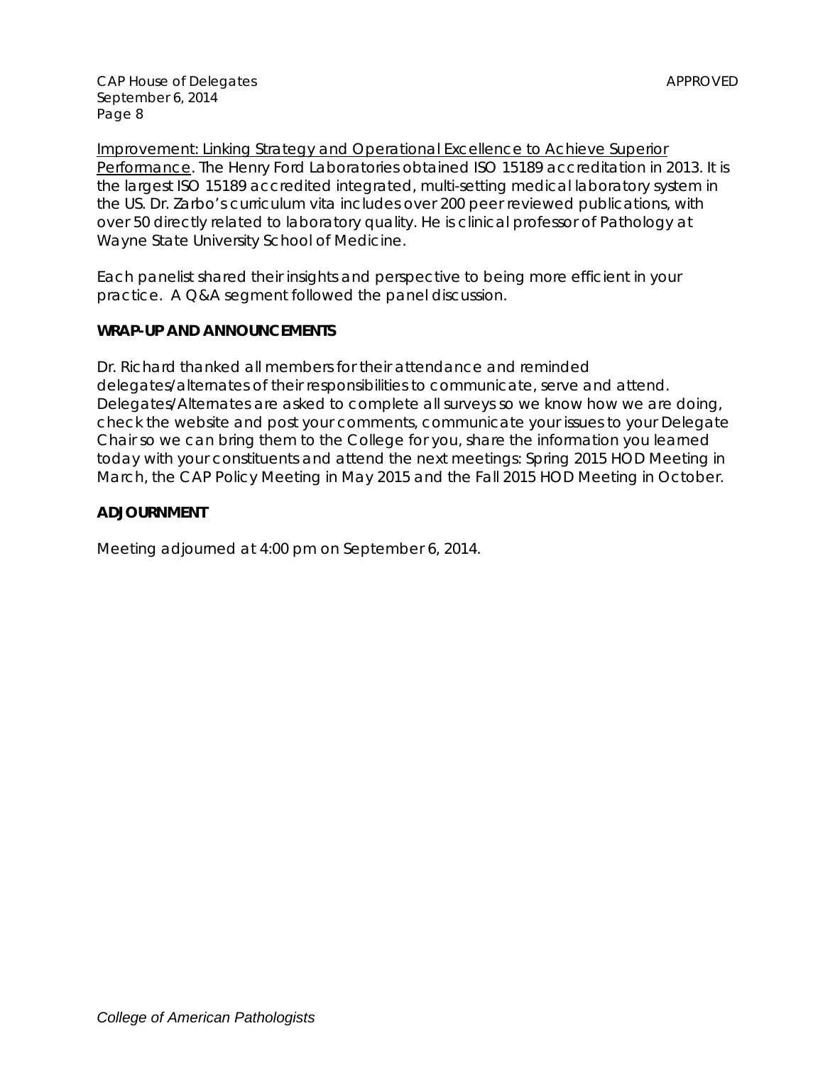Improvement: Linking Strategy and Operational Excellence to Achieve Superior Performance. The Henry Ford Laboratories obtained ISO 15189 accreditation in 2013. It is the largest ISO 15189 accredited integrated, multi-setting medical laboratory system in the US. Dr. Zarbo's curriculum vita includes over 200 peer reviewed publications, with over 50 directly related to laboratory quality. He is clinical professor of Pathology at Wayne State University School of Medicine.

Each panelist shared their insights and perspective to being more efficient in your practice. A Q&A segment followed the panel discussion.

**WRAP-UP AND ANNOUNCEMENTS**

Dr. Richard thanked all members for their attendance and reminded delegates/alternates of their responsibilities to communicate, serve and attend. Delegates/Alternates are asked to complete all surveys so we know how we are doing, check the website and post your comments, communicate your issues to your Delegate Chair so we can bring them to the College for you, share the information you learned today with your constituents and attend the next meetings: Spring 2015 HOD Meeting in March, the CAP Policy Meeting in May 2015 and the Fall 2015 HOD Meeting in October.

**ADJOURNMENT**

Meeting adjourned at 4:00 pm on September 6, 2014.